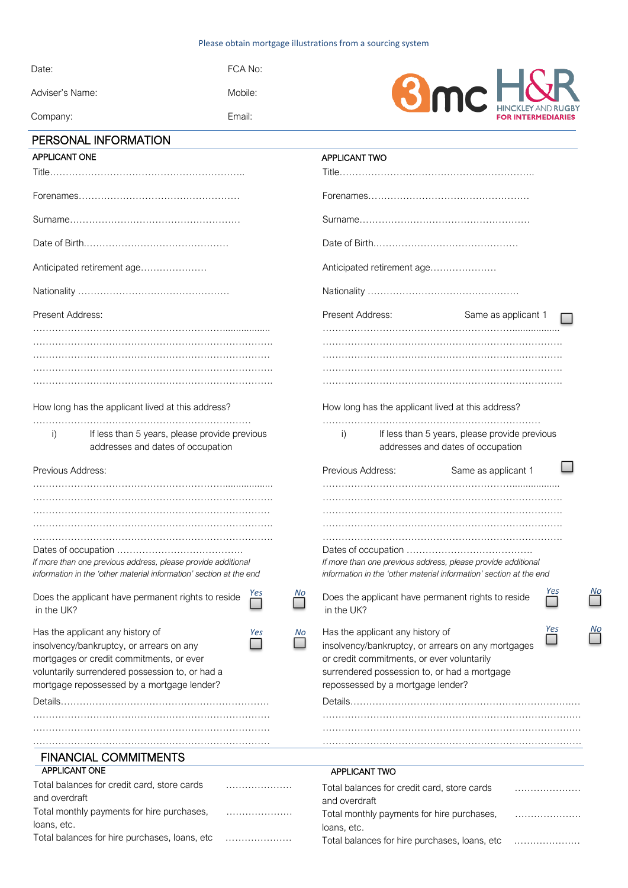Please obtain mortgage illustrations from a sourcing system

Date:

FCA No:

Adviser's Name:

Mobile:

Company:

Email:

3mc H&R HINCKLEY AND RUGBY FOR INTERMEDIARIES

## PERSONAL INFORMATION

### APPLICANT ONE

Title……………………………………………………..

Forenames…………………………………………

Surname……………………………………………

Date of Birth……………………………………

Anticipated retirement age…………………

Nationality ………………………………………

Present Address:

………………………………………………………………

………………………………………………………………

………………………………………………………………

………………………………………………………………

………………………………………………………………

How long has the applicant lived at this address?

…………………………………………………………

i) If less than 5 years, please provide previous addresses and dates of occupation

Previous Address:

………………………………………………………………

………………………………………………………………

………………………………………………………………

………………………………………………………………

………………………………………………………………

Dates of occupation …………………………………

*If more than one previous address, please provide additional information in the 'other material information' section at the end*

Does the applicant have permanent rights to reside in the UK? Yes ☐ No ☐

Has the applicant any history of insolvency/bankruptcy, or arrears on any mortgages or credit commitments, or ever voluntarily surrendered possession to, or had a mortgage repossessed by a mortgage lender? Yes ☐ No ☐

Details…………………………………………………………

………………………………………………………………

………………………………………………………………

………………………………………………………………

### APPLICANT TWO

Title……………………………………………………..

Forenames…………………………………………

Surname……………………………………………

Date of Birth……………………………………

Anticipated retirement age…………………

Nationality ………………………………………

Present Address: Same as applicant 1 ☐

………………………………………………………………

………………………………………………………………

………………………………………………………………

………………………………………………………………

………………………………………………………………

How long has the applicant lived at this address?

…………………………………………………………

i) If less than 5 years, please provide previous addresses and dates of occupation

Previous Address: Same as applicant 1 ☐

………………………………………………………………

………………………………………………………………

………………………………………………………………

………………………………………………………………

………………………………………………………………

Dates of occupation …………………………………

*If more than one previous address, please provide additional information in the 'other material information' section at the end*

Does the applicant have permanent rights to reside in the UK? Yes ☐ No ☐

Has the applicant any history of insolvency/bankruptcy, or arrears on any mortgages or credit commitments, or ever voluntarily surrendered possession to, or had a mortgage repossessed by a mortgage lender? Yes ☐ No ☐

Details…………………………………………………………

………………………………………………………………

………………………………………………………………

………………………………………………………………

## FINANCIAL COMMITMENTS

### APPLICANT ONE

Total balances for credit card, store cards and overdraft …………………

Total monthly payments for hire purchases, loans, etc. …………………

Total balances for hire purchases, loans, etc …………………

### APPLICANT TWO

Total balances for credit card, store cards and overdraft …………………

Total monthly payments for hire purchases, loans, etc. …………………

Total balances for hire purchases, loans, etc …………………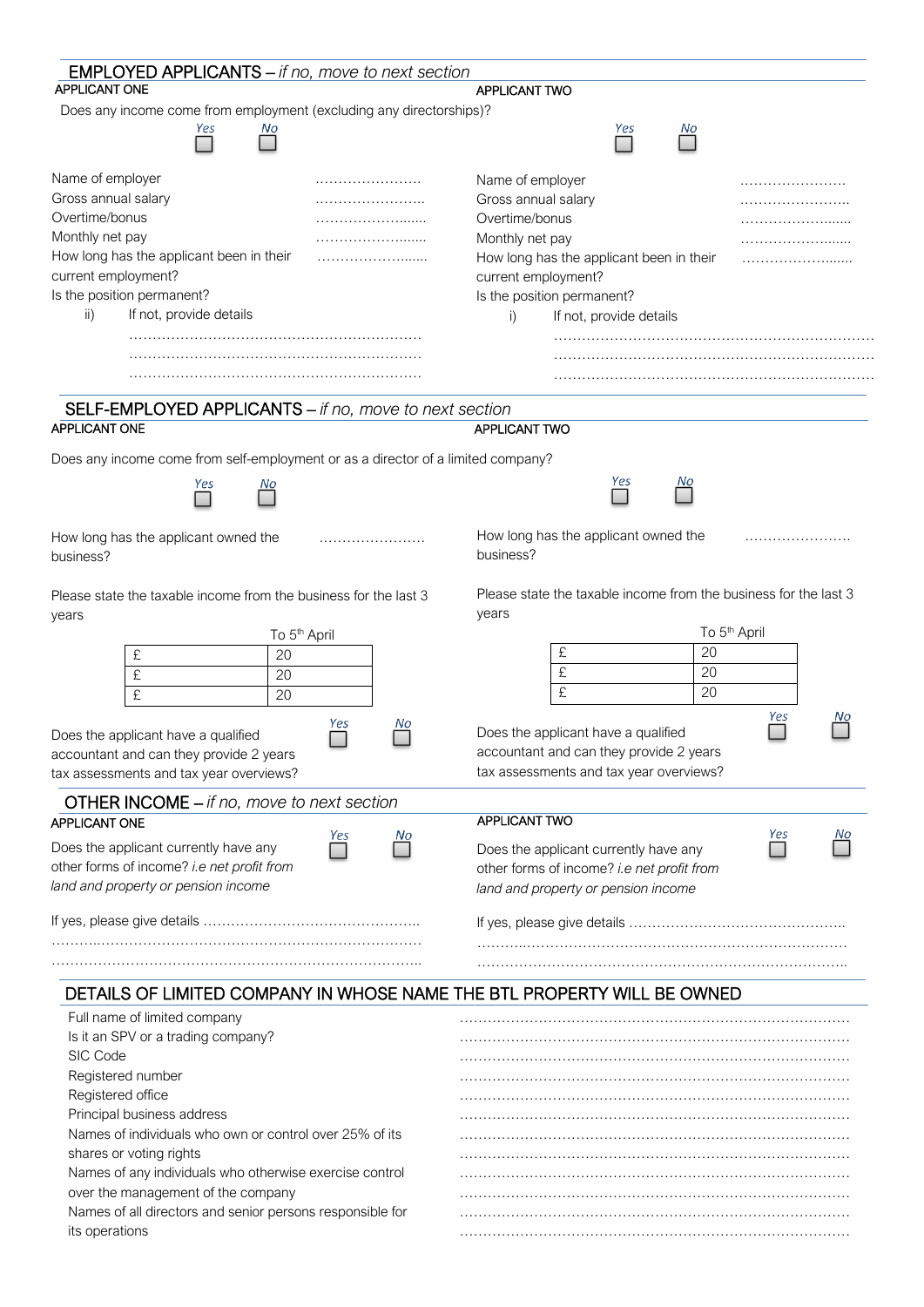## EMPLOYED APPLICANTS – *if no, move to next section*

**APPLICANT ONE**

Does any income come from employment (excluding any directorships)?

*Yes* ☐ *No* ☐

Name of employer ……………………

Gross annual salary ……………………

Overtime/bonus ……………………

Monthly net pay ……………………

How long has the applicant been in their current employment? ……………………

Is the position permanent?

ii) If not, provide details

………………………………………………………

………………………………………………………

………………………………………………………

**APPLICANT TWO**

*Yes* ☐ *No* ☐

Name of employer ……………………

Gross annual salary ……………………

Overtime/bonus ……………………

Monthly net pay ……………………

How long has the applicant been in their current employment? ……………………

Is the position permanent?

i) If not, provide details

………………………………………………………

………………………………………………………

………………………………………………………

## SELF-EMPLOYED APPLICANTS – *if no, move to next section*

**APPLICANT ONE**

Does any income come from self-employment or as a director of a limited company?

*Yes* ☐ *No* ☐

How long has the applicant owned the business? ……………………

Please state the taxable income from the business for the last 3 years

| | To 5th April |
|---|---|
| £ | 20 |
| £ | 20 |
| £ | 20 |

Does the applicant have a qualified accountant and can they provide 2 years tax assessments and tax year overviews? *Yes* ☐ *No* ☐

**APPLICANT TWO**

*Yes* ☐ *No* ☐

How long has the applicant owned the business? ……………………

Please state the taxable income from the business for the last 3 years

| | To 5th April |
|---|---|
| £ | 20 |
| £ | 20 |
| £ | 20 |

Does the applicant have a qualified accountant and can they provide 2 years tax assessments and tax year overviews? *Yes* ☐ *No* ☐

## OTHER INCOME – *if no, move to next section*

**APPLICANT ONE**

Does the applicant currently have any other forms of income? *i.e net profit from land and property or pension income* *Yes* ☐ *No* ☐

If yes, please give details ………………………………………

………………………………………………………………………

………………………………………………………………………

**APPLICANT TWO**

Does the applicant currently have any other forms of income? *i.e net profit from land and property or pension income* *Yes* ☐ *No* ☐

If yes, please give details ………………………………………

………………………………………………………………………

………………………………………………………………………

## DETAILS OF LIMITED COMPANY IN WHOSE NAME THE BTL PROPERTY WILL BE OWNED

Full name of limited company ………………………………………

Is it an SPV or a trading company? ………………………………………

SIC Code ………………………………………

Registered number ………………………………………

Registered office ………………………………………

Principal business address ………………………………………

Names of individuals who own or control over 25% of its shares or voting rights ………………………………………

Names of any individuals who otherwise exercise control over the management of the company ………………………………………

Names of all directors and senior persons responsible for its operations ………………………………………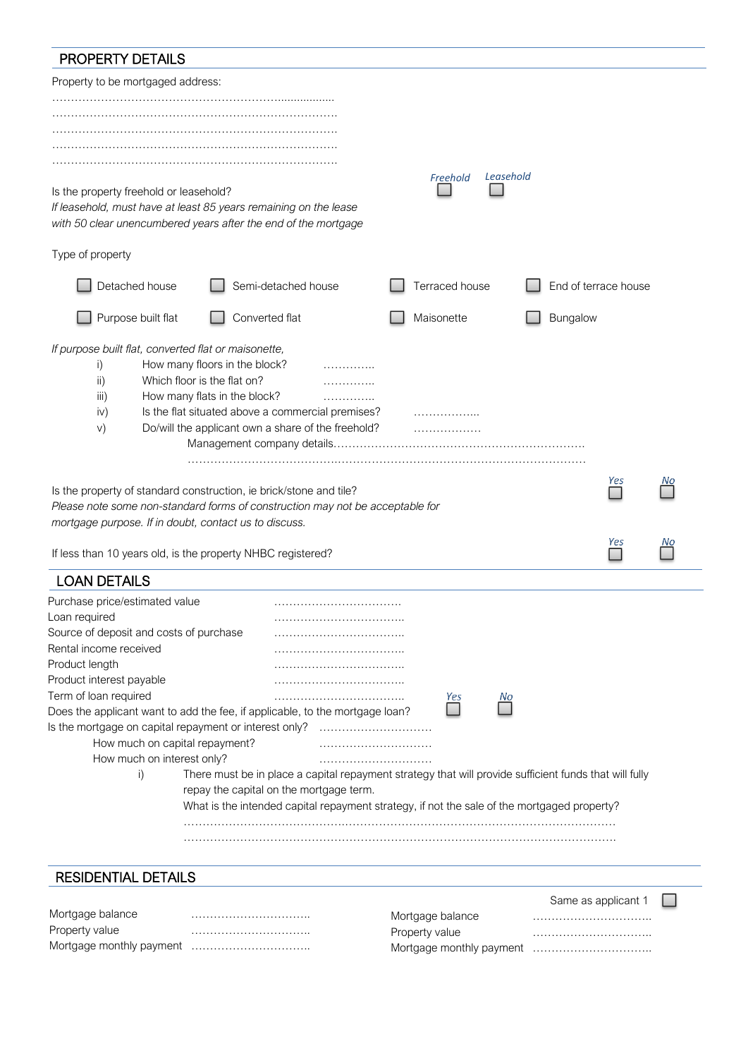## PROPERTY DETAILS

Property to be mortgaged address:

…………………………………………………………………….

…………………………………………………………………….

…………………………………………………………………….

…………………………………………………………………….

…………………………………………………………………….

Is the property freehold or leasehold? *Freehold* ☐ *Leasehold* ☐

*If leasehold, must have at least 85 years remaining on the lease with 50 clear unencumbered years after the end of the mortgage*

Type of property

☐ Detached house ☐ Semi-detached house ☐ Terraced house ☐ End of terrace house

☐ Purpose built flat ☐ Converted flat ☐ Maisonette ☐ Bungalow

*If purpose built flat, converted flat or maisonette,*

- i) How many floors in the block? …………..
- ii) Which floor is the flat on? …………..
- iii) How many flats in the block? …………..
- iv) Is the flat situated above a commercial premises? ……………...
- v) Do/will the applicant own a share of the freehold? ………………

  Management company details……………………………………………………………

  ……………………………………………………………………………………………

Is the property of standard construction, ie brick/stone and tile? *Yes* ☐ *No* ☐

*Please note some non-standard forms of construction may not be acceptable for mortgage purpose. If in doubt, contact us to discuss.*

If less than 10 years old, is the property NHBC registered? *Yes* ☐ *No* ☐

## LOAN DETAILS

Purchase price/estimated value ……………………………

Loan required ……………………………

Source of deposit and costs of purchase ……………………………

Rental income received ……………………………

Product length ……………………………

Product interest payable ……………………………

Term of loan required ……………………………

Does the applicant want to add the fee, if applicable, to the mortgage loan? *Yes* ☐ *No* ☐

Is the mortgage on capital repayment or interest only? …………………………

How much on capital repayment? …………………………

How much on interest only? …………………………

i) There must be in place a capital repayment strategy that will provide sufficient funds that will fully repay the capital on the mortgage term.

What is the intended capital repayment strategy, if not the sale of the mortgaged property?

……………………………………………………………………………………………

……………………………………………………………………………………………

## RESIDENTIAL DETAILS

Mortgage balance …………………………..

Property value …………………………..

Mortgage monthly payment …………………………..

Same as applicant 1 ☐

Mortgage balance …………………………..

Property value …………………………..

Mortgage monthly payment …………………………..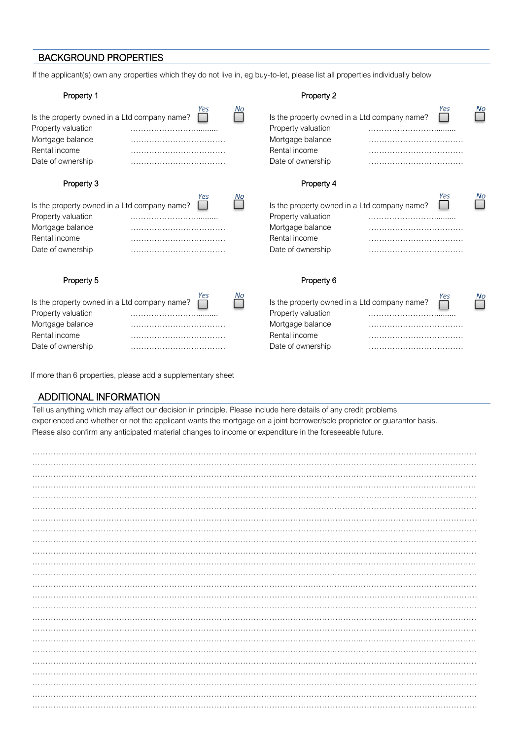## BACKGROUND PROPERTIES

If the applicant(s) own any properties which they do not live in, eg buy-to-let, please list all properties individually below

### Property 1

Is the property owned in a Ltd company name? ☐ Yes ☐ No

Property valuation ………………………………

Mortgage balance ………………………………

Rental income ………………………………

Date of ownership ………………………………

### Property 2

Is the property owned in a Ltd company name? ☐ Yes ☐ No

Property valuation ………………………………

Mortgage balance ………………………………

Rental income ………………………………

Date of ownership ………………………………

### Property 3

Is the property owned in a Ltd company name? ☐ Yes ☐ No

Property valuation ………………………………

Mortgage balance ………………………………

Rental income ………………………………

Date of ownership ………………………………

### Property 4

Is the property owned in a Ltd company name? ☐ Yes ☐ No

Property valuation ………………………………

Mortgage balance ………………………………

Rental income ………………………………

Date of ownership ………………………………

### Property 5

Is the property owned in a Ltd company name? ☐ Yes ☐ No

Property valuation ………………………………

Mortgage balance ………………………………

Rental income ………………………………

Date of ownership ………………………………

### Property 6

Is the property owned in a Ltd company name? ☐ Yes ☐ No

Property valuation ………………………………

Mortgage balance ………………………………

Rental income ………………………………

Date of ownership ………………………………

If more than 6 properties, please add a supplementary sheet

## ADDITIONAL INFORMATION

Tell us anything which may affect our decision in principle. Please include here details of any credit problems experienced and whether or not the applicant wants the mortgage on a joint borrower/sole proprietor or guarantor basis. Please also confirm any anticipated material changes to income or expenditure in the foreseeable future.

………………………………………………………………………………………………………………………………

………………………………………………………………………………………………………………………………

………………………………………………………………………………………………………………………………

………………………………………………………………………………………………………………………………

………………………………………………………………………………………………………………………………

………………………………………………………………………………………………………………………………

………………………………………………………………………………………………………………………………

………………………………………………………………………………………………………………………………

………………………………………………………………………………………………………………………………

………………………………………………………………………………………………………………………………

………………………………………………………………………………………………………………………………

………………………………………………………………………………………………………………………………

………………………………………………………………………………………………………………………………

………………………………………………………………………………………………………………………………

………………………………………………………………………………………………………………………………

………………………………………………………………………………………………………………………………

………………………………………………………………………………………………………………………………

………………………………………………………………………………………………………………………………

………………………………………………………………………………………………………………………………

………………………………………………………………………………………………………………………………

………………………………………………………………………………………………………………………………

………………………………………………………………………………………………………………………………

………………………………………………………………………………………………………………………………

………………………………………………………………………………………………………………………………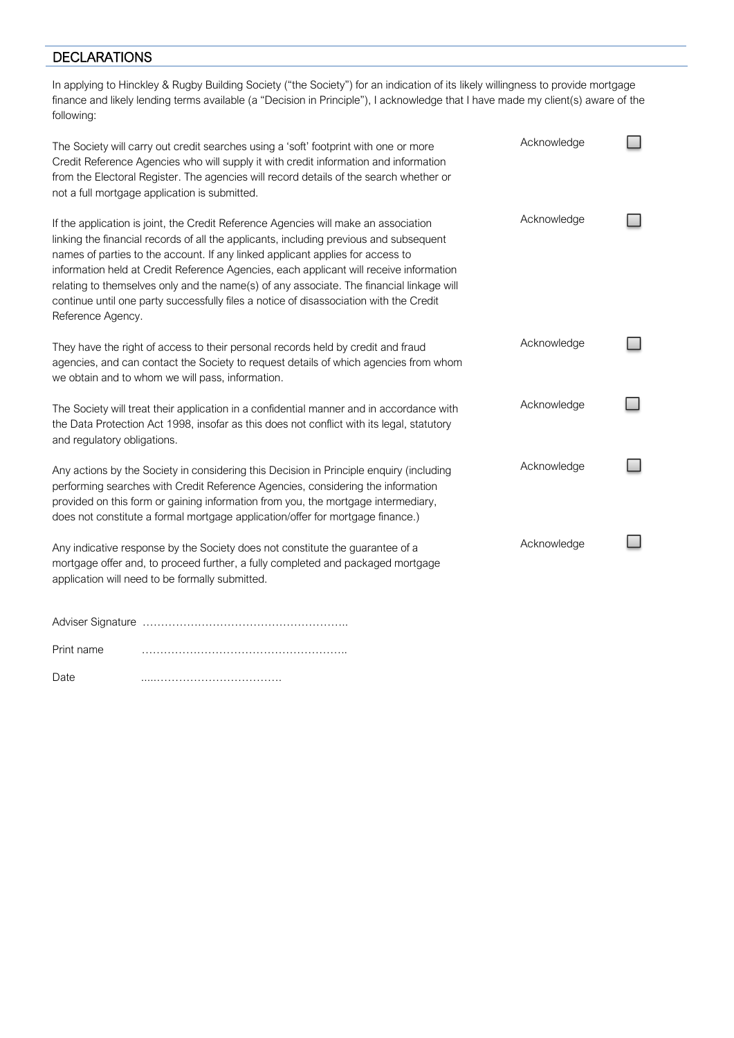## DECLARATIONS

In applying to Hinckley & Rugby Building Society ("the Society") for an indication of its likely willingness to provide mortgage finance and likely lending terms available (a "Decision in Principle"), I acknowledge that I have made my client(s) aware of the following:

| | | |
|---|---|---|
| The Society will carry out credit searches using a 'soft' footprint with one or more Credit Reference Agencies who will supply it with credit information and information from the Electoral Register. The agencies will record details of the search whether or not a full mortgage application is submitted. | Acknowledge | ☐ |
| If the application is joint, the Credit Reference Agencies will make an association linking the financial records of all the applicants, including previous and subsequent names of parties to the account. If any linked applicant applies for access to information held at Credit Reference Agencies, each applicant will receive information relating to themselves only and the name(s) of any associate. The financial linkage will continue until one party successfully files a notice of disassociation with the Credit Reference Agency. | Acknowledge | ☐ |
| They have the right of access to their personal records held by credit and fraud agencies, and can contact the Society to request details of which agencies from whom we obtain and to whom we will pass, information. | Acknowledge | ☐ |
| The Society will treat their application in a confidential manner and in accordance with the Data Protection Act 1998, insofar as this does not conflict with its legal, statutory and regulatory obligations. | Acknowledge | ☐ |
| Any actions by the Society in considering this Decision in Principle enquiry (including performing searches with Credit Reference Agencies, considering the information provided on this form or gaining information from you, the mortgage intermediary, does not constitute a formal mortgage application/offer for mortgage finance.) | Acknowledge | ☐ |
| Any indicative response by the Society does not constitute the guarantee of a mortgage offer and, to proceed further, a fully completed and packaged mortgage application will need to be formally submitted. | Acknowledge | ☐ |

Adviser Signature ……………………………………………..

Print name ……………………………………………..

Date ……………………………….